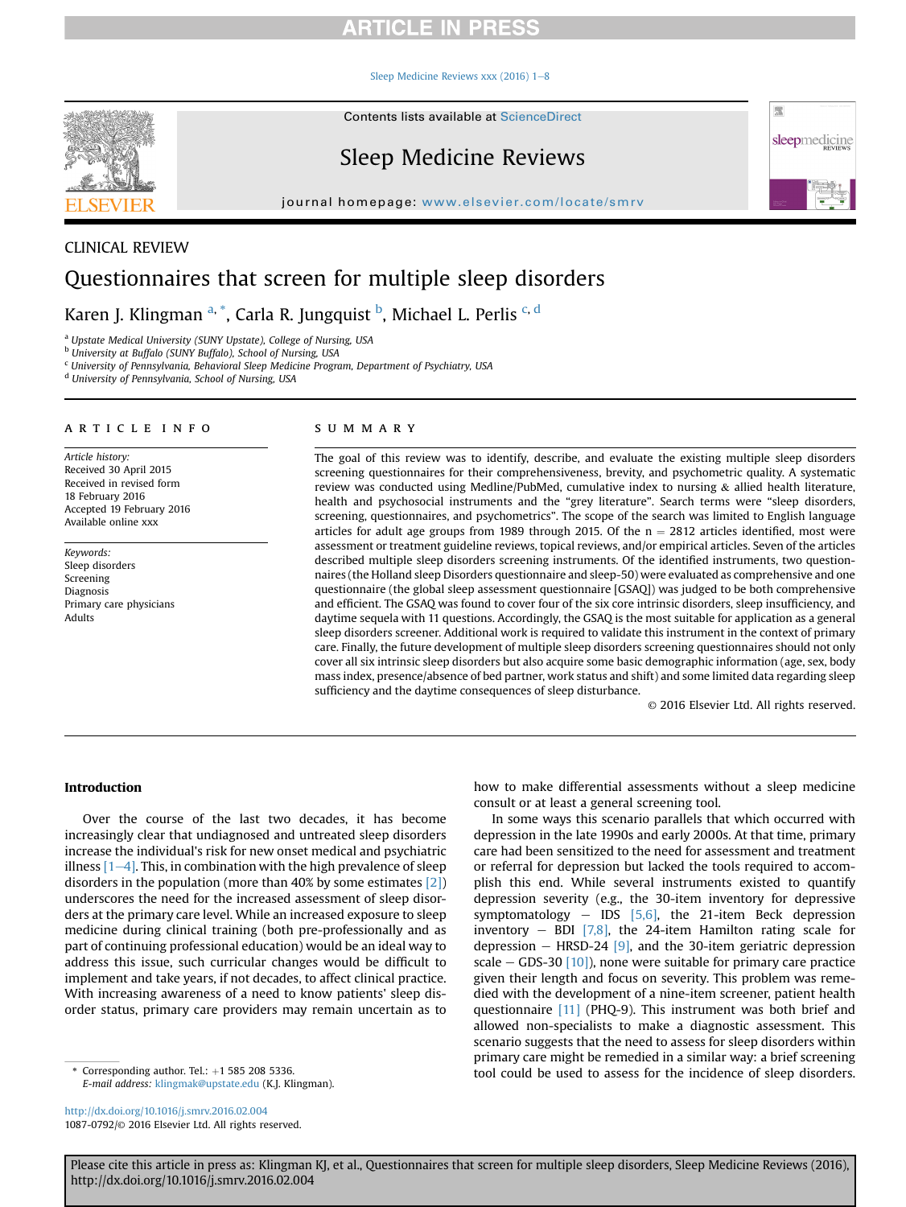CLINICAL REVIEW

# Questionnaires that screen for multiple sleep disorders

Karen J. Klingman [a,*], Carla R. Jungquist [b], Michael L. Perlis [c,d]

[a] Upstate Medical University (SUNY Upstate), College of Nursing, USA
[b] University at Buffalo (SUNY Buffalo), School of Nursing, USA
[c] University of Pennsylvania, Behavioral Sleep Medicine Program, Department of Psychiatry, USA
[d] University of Pennsylvania, School of Nursing, USA

## ARTICLE INFO

*Article history:*
Received 30 April 2015
Received in revised form
18 February 2016
Accepted 19 February 2016
Available online xxx

*Keywords:*
Sleep disorders
Screening
Diagnosis
Primary care physicians
Adults

## SUMMARY

The goal of this review was to identify, describe, and evaluate the existing multiple sleep disorders screening questionnaires for their comprehensiveness, brevity, and psychometric quality. A systematic review was conducted using Medline/PubMed, cumulative index to nursing & allied health literature, health and psychosocial instruments and the "grey literature". Search terms were "sleep disorders, screening, questionnaires, and psychometrics". The scope of the search was limited to English language articles for adult age groups from 1989 through 2015. Of the n = 2812 articles identified, most were assessment or treatment guideline reviews, topical reviews, and/or empirical articles. Seven of the articles described multiple sleep disorders screening instruments. Of the identified instruments, two questionnaires (the Holland sleep Disorders questionnaire and sleep-50) were evaluated as comprehensive and one questionnaire (the global sleep assessment questionnaire [GSAQ]) was judged to be both comprehensive and efficient. The GSAQ was found to cover four of the six core intrinsic disorders, sleep insufficiency, and daytime sequela with 11 questions. Accordingly, the GSAQ is the most suitable for application as a general sleep disorders screener. Additional work is required to validate this instrument in the context of primary care. Finally, the future development of multiple sleep disorders screening questionnaires should not only cover all six intrinsic sleep disorders but also acquire some basic demographic information (age, sex, body mass index, presence/absence of bed partner, work status and shift) and some limited data regarding sleep sufficiency and the daytime consequences of sleep disturbance.

© 2016 Elsevier Ltd. All rights reserved.

## Introduction

Over the course of the last two decades, it has become increasingly clear that undiagnosed and untreated sleep disorders increase the individual's risk for new onset medical and psychiatric illness [1–4]. This, in combination with the high prevalence of sleep disorders in the population (more than 40% by some estimates [2]) underscores the need for the increased assessment of sleep disorders at the primary care level. While an increased exposure to sleep medicine during clinical training (both pre-professionally and as part of continuing professional education) would be an ideal way to address this issue, such curricular changes would be difficult to implement and take years, if not decades, to affect clinical practice. With increasing awareness of a need to know patients' sleep disorder status, primary care providers may remain uncertain as to how to make differential assessments without a sleep medicine consult or at least a general screening tool.

In some ways this scenario parallels that which occurred with depression in the late 1990s and early 2000s. At that time, primary care had been sensitized to the need for assessment and treatment or referral for depression but lacked the tools required to accomplish this end. While several instruments existed to quantify depression severity (e.g., the 30-item inventory for depressive symptomatology – IDS [5,6], the 21-item Beck depression inventory – BDI [7,8], the 24-item Hamilton rating scale for depression – HRSD-24 [9], and the 30-item geriatric depression scale – GDS-30 [10]), none were suitable for primary care practice given their length and focus on severity. This problem was remedied with the development of a nine-item screener, patient health questionnaire [11] (PHQ-9). This instrument was both brief and allowed non-specialists to make a diagnostic assessment. This scenario suggests that the need to assess for sleep disorders within primary care might be remedied in a similar way: a brief screening tool could be used to assess for the incidence of sleep disorders.

\* Corresponding author. Tel.: +1 585 208 5336.
*E-mail address:* klingmak@upstate.edu (K.J. Klingman).

http://dx.doi.org/10.1016/j.smrv.2016.02.004
1087-0792/© 2016 Elsevier Ltd. All rights reserved.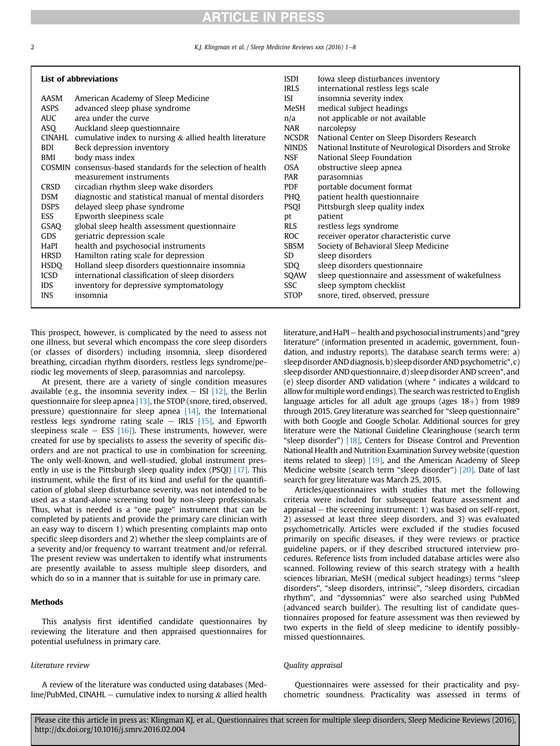**List of abbreviations**

| | |
|---|---|
| AASM | American Academy of Sleep Medicine |
| ASPS | advanced sleep phase syndrome |
| AUC | area under the curve |
| ASQ | Auckland sleep questionnaire |
| CINAHL | cumulative index to nursing & allied health literature |
| BDI | Beck depression inventory |
| BMI | body mass index |
| COSMIN | consensus-based standards for the selection of health measurement instruments |
| CRSD | circadian rhythm sleep wake disorders |
| DSM | diagnostic and statistical manual of mental disorders |
| DSPS | delayed sleep phase syndrome |
| ESS | Epworth sleepiness scale |
| GSAQ | global sleep health assessment questionnaire |
| GDS | geriatric depression scale |
| HaPI | health and psychosocial instruments |
| HRSD | Hamilton rating scale for depression |
| HSDQ | Holland sleep disorders questionnaire insomnia |
| ICSD | international classification of sleep disorders |
| IDS | inventory for depressive symptomatology |
| INS | insomnia |
| ISDI | Iowa sleep disturbances inventory |
| IRLS | international restless legs scale |
| ISI | insomnia severity index |
| MeSH | medical subject headings |
| n/a | not applicable or not available |
| NAR | narcolepsy |
| NCSDR | National Center on Sleep Disorders Research |
| NINDS | National Institute of Neurological Disorders and Stroke |
| NSF | National Sleep Foundation |
| OSA | obstructive sleep apnea |
| PAR | parasomnias |
| PDF | portable document format |
| PHQ | patient health questionnaire |
| PSQI | Pittsburgh sleep quality index |
| pt | patient |
| RLS | restless legs syndrome |
| ROC | receiver operator characteristic curve |
| SBSM | Society of Behavioral Sleep Medicine |
| SD | sleep disorders |
| SDQ | sleep disorders questionnaire |
| SQAW | sleep questionnaire and assessment of wakefulness |
| SSC | sleep symptom checklist |
| STOP | snore, tired, observed, pressure |

This prospect, however, is complicated by the need to assess not one illness, but several which encompass the core sleep disorders (or classes of disorders) including insomnia, sleep disordered breathing, circadian rhythm disorders, restless legs syndrome/periodic leg movements of sleep, parasomnias and narcolepsy.

At present, there are a variety of single condition measures available (e.g., the insomnia severity index – ISI [12], the Berlin questionnaire for sleep apnea [13], the STOP (snore, tired, observed, pressure) questionnaire for sleep apnea [14], the International restless legs syndrome rating scale – IRLS [15], and Epworth sleepiness scale – ESS [16]). These instruments, however, were created for use by specialists to assess the severity of specific disorders and are not practical to use in combination for screening. The only well-known, and well-studied, global instrument presently in use is the Pittsburgh sleep quality index (PSQI) [17]. This instrument, while the first of its kind and useful for the quantification of global sleep disturbance severity, was not intended to be used as a stand-alone screening tool by non-sleep professionals. Thus, what is needed is a "one page" instrument that can be completed by patients and provide the primary care clinician with an easy way to discern 1) which presenting complaints map onto specific sleep disorders and 2) whether the sleep complaints are of a severity and/or frequency to warrant treatment and/or referral. The present review was undertaken to identify what instruments are presently available to assess multiple sleep disorders, and which do so in a manner that is suitable for use in primary care.

## Methods

This analysis first identified candidate questionnaires by reviewing the literature and then appraised questionnaires for potential usefulness in primary care.

### *Literature review*

A review of the literature was conducted using databases (Medline/PubMed, CINAHL – cumulative index to nursing & allied health literature, and HaPI – health and psychosocial instruments) and "grey literature" (information presented in academic, government, foundation, and industry reports). The database search terms were: a) sleep disorder AND diagnosis, b) sleep disorder AND psychometric*, c) sleep disorder AND questionnaire, d) sleep disorder AND screen*, and (e) sleep disorder AND validation (where * indicates a wildcard to allow for multiple word endings). The search was restricted to English language articles for all adult age groups (ages 18+) from 1989 through 2015. Grey literature was searched for "sleep questionnaire" with both Google and Google Scholar. Additional sources for grey literature were the National Guideline Clearinghouse (search term "sleep disorder") [18], Centers for Disease Control and Prevention National Health and Nutrition Examination Survey website (question items related to sleep) [19], and the American Academy of Sleep Medicine website (search term "sleep disorder") [20]. Date of last search for grey literature was March 25, 2015.

Articles/questionnaires with studies that met the following criteria were included for subsequent feature assessment and appraisal – the screening instrument: 1) was based on self-report, 2) assessed at least three sleep disorders, and 3) was evaluated psychometrically. Articles were excluded if the studies focused primarily on specific diseases, if they were reviews or practice guideline papers, or if they described structured interview procedures. Reference lists from included database articles were also scanned. Following review of this search strategy with a health sciences librarian, MeSH (medical subject headings) terms "sleep disorders", "sleep disorders, intrinsic", "sleep disorders, circadian rhythm", and "dyssomnias" were also searched using PubMed (advanced search builder). The resulting list of candidate questionnaires proposed for feature assessment was then reviewed by two experts in the field of sleep medicine to identify possibly-missed questionnaires.

### *Quality appraisal*

Questionnaires were assessed for their practicality and psychometric soundness. Practicality was assessed in terms of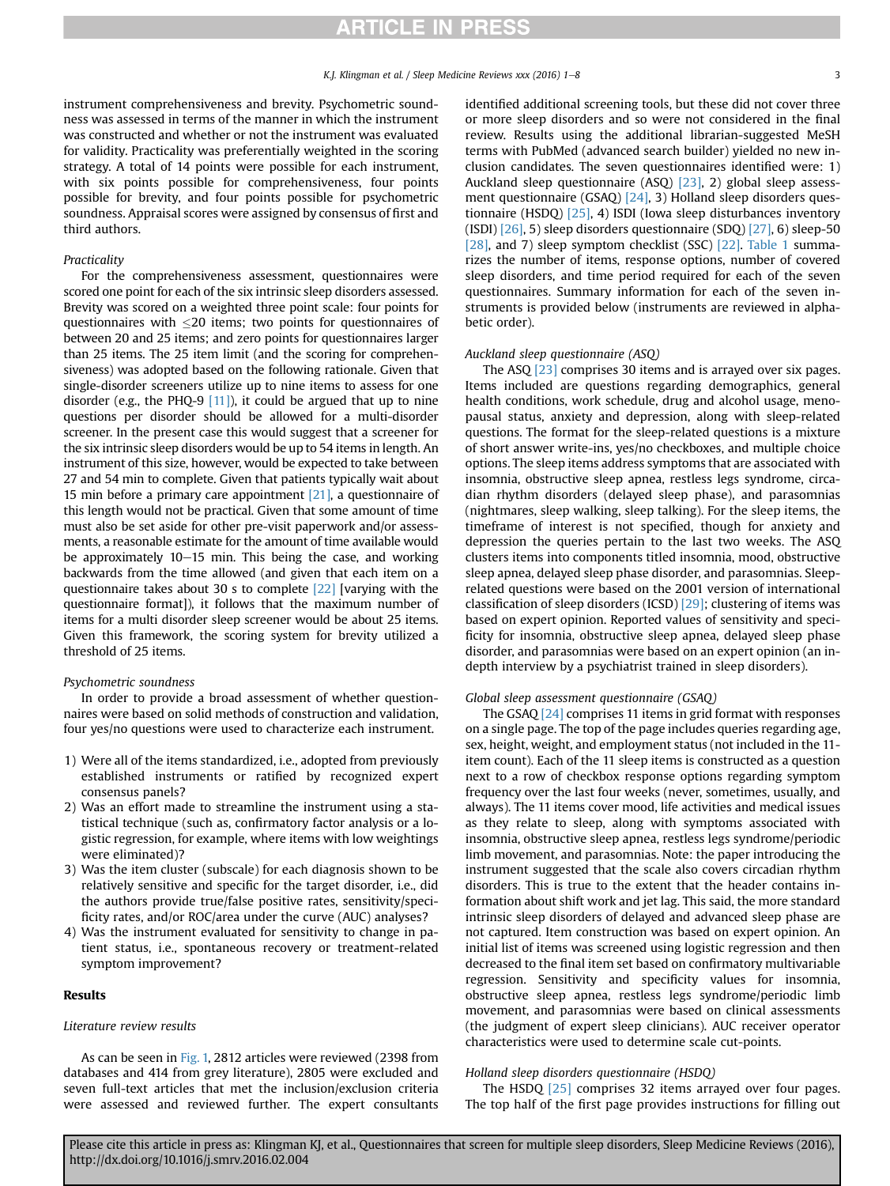instrument comprehensiveness and brevity. Psychometric soundness was assessed in terms of the manner in which the instrument was constructed and whether or not the instrument was evaluated for validity. Practicality was preferentially weighted in the scoring strategy. A total of 14 points were possible for each instrument, with six points possible for comprehensiveness, four points possible for brevity, and four points possible for psychometric soundness. Appraisal scores were assigned by consensus of first and third authors.

*Practicality*

For the comprehensiveness assessment, questionnaires were scored one point for each of the six intrinsic sleep disorders assessed. Brevity was scored on a weighted three point scale: four points for questionnaires with ≤20 items; two points for questionnaires of between 20 and 25 items; and zero points for questionnaires larger than 25 items. The 25 item limit (and the scoring for comprehensiveness) was adopted based on the following rationale. Given that single-disorder screeners utilize up to nine items to assess for one disorder (e.g., the PHQ-9 [11]), it could be argued that up to nine questions per disorder should be allowed for a multi-disorder screener. In the present case this would suggest that a screener for the six intrinsic sleep disorders would be up to 54 items in length. An instrument of this size, however, would be expected to take between 27 and 54 min to complete. Given that patients typically wait about 15 min before a primary care appointment [21], a questionnaire of this length would not be practical. Given that some amount of time must also be set aside for other pre-visit paperwork and/or assessments, a reasonable estimate for the amount of time available would be approximately 10–15 min. This being the case, and working backwards from the time allowed (and given that each item on a questionnaire takes about 30 s to complete [22] [varying with the questionnaire format]), it follows that the maximum number of items for a multi disorder sleep screener would be about 25 items. Given this framework, the scoring system for brevity utilized a threshold of 25 items.

*Psychometric soundness*

In order to provide a broad assessment of whether questionnaires were based on solid methods of construction and validation, four yes/no questions were used to characterize each instrument.

1) Were all of the items standardized, i.e., adopted from previously established instruments or ratified by recognized expert consensus panels?
2) Was an effort made to streamline the instrument using a statistical technique (such as, confirmatory factor analysis or a logistic regression, for example, where items with low weightings were eliminated)?
3) Was the item cluster (subscale) for each diagnosis shown to be relatively sensitive and specific for the target disorder, i.e., did the authors provide true/false positive rates, sensitivity/specificity rates, and/or ROC/area under the curve (AUC) analyses?
4) Was the instrument evaluated for sensitivity to change in patient status, i.e., spontaneous recovery or treatment-related symptom improvement?

## Results

*Literature review results*

As can be seen in Fig. 1, 2812 articles were reviewed (2398 from databases and 414 from grey literature), 2805 were excluded and seven full-text articles that met the inclusion/exclusion criteria were assessed and reviewed further. The expert consultants identified additional screening tools, but these did not cover three or more sleep disorders and so were not considered in the final review. Results using the additional librarian-suggested MeSH terms with PubMed (advanced search builder) yielded no new inclusion candidates. The seven questionnaires identified were: 1) Auckland sleep questionnaire (ASQ) [23], 2) global sleep assessment questionnaire (GSAQ) [24], 3) Holland sleep disorders questionnaire (HSDQ) [25], 4) ISDI (Iowa sleep disturbances inventory (ISDI) [26], 5) sleep disorders questionnaire (SDQ) [27], 6) sleep-50 [28], and 7) sleep symptom checklist (SSC) [22]. Table 1 summarizes the number of items, response options, number of covered sleep disorders, and time period required for each of the seven questionnaires. Summary information for each of the seven instruments is provided below (instruments are reviewed in alphabetic order).

*Auckland sleep questionnaire (ASQ)*

The ASQ [23] comprises 30 items and is arrayed over six pages. Items included are questions regarding demographics, general health conditions, work schedule, drug and alcohol usage, menopausal status, anxiety and depression, along with sleep-related questions. The format for the sleep-related questions is a mixture of short answer write-ins, yes/no checkboxes, and multiple choice options. The sleep items address symptoms that are associated with insomnia, obstructive sleep apnea, restless legs syndrome, circadian rhythm disorders (delayed sleep phase), and parasomnias (nightmares, sleep walking, sleep talking). For the sleep items, the timeframe of interest is not specified, though for anxiety and depression the queries pertain to the last two weeks. The ASQ clusters items into components titled insomnia, mood, obstructive sleep apnea, delayed sleep phase disorder, and parasomnias. Sleep-related questions were based on the 2001 version of international classification of sleep disorders (ICSD) [29]; clustering of items was based on expert opinion. Reported values of sensitivity and specificity for insomnia, obstructive sleep apnea, delayed sleep phase disorder, and parasomnias were based on an expert opinion (an in-depth interview by a psychiatrist trained in sleep disorders).

*Global sleep assessment questionnaire (GSAQ)*

The GSAQ [24] comprises 11 items in grid format with responses on a single page. The top of the page includes queries regarding age, sex, height, weight, and employment status (not included in the 11-item count). Each of the 11 sleep items is constructed as a question next to a row of checkbox response options regarding symptom frequency over the last four weeks (never, sometimes, usually, and always). The 11 items cover mood, life activities and medical issues as they relate to sleep, along with symptoms associated with insomnia, obstructive sleep apnea, restless legs syndrome/periodic limb movement, and parasomnias. Note: the paper introducing the instrument suggested that the scale also covers circadian rhythm disorders. This is true to the extent that the header contains information about shift work and jet lag. This said, the more standard intrinsic sleep disorders of delayed and advanced sleep phase are not captured. Item construction was based on expert opinion. An initial list of items was screened using logistic regression and then decreased to the final item set based on confirmatory multivariable regression. Sensitivity and specificity values for insomnia, obstructive sleep apnea, restless legs syndrome/periodic limb movement, and parasomnias were based on clinical assessments (the judgment of expert sleep clinicians). AUC receiver operator characteristics were used to determine scale cut-points.

*Holland sleep disorders questionnaire (HSDQ)*

The HSDQ [25] comprises 32 items arrayed over four pages. The top half of the first page provides instructions for filling out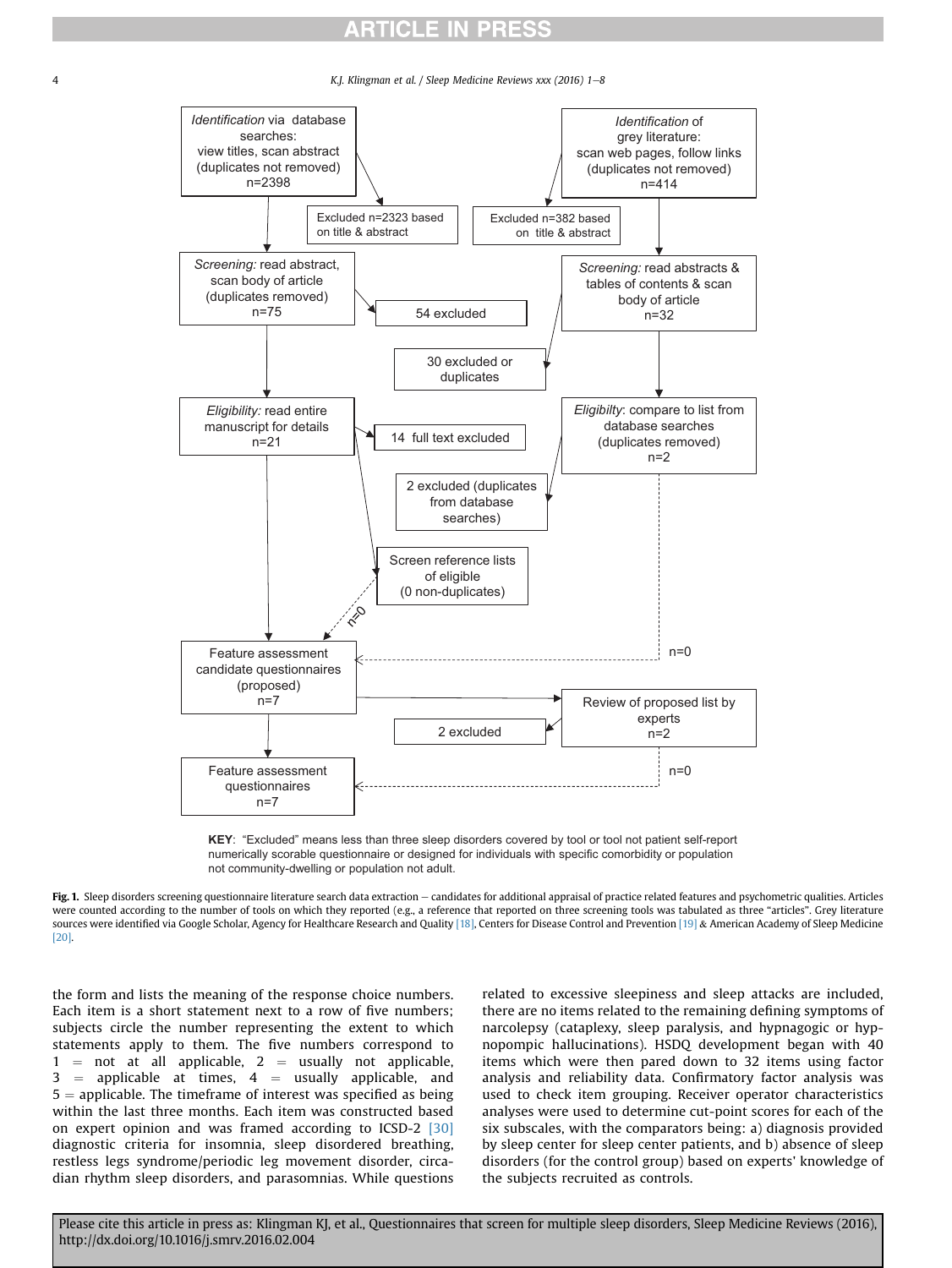Identification via database searches: view titles, scan abstract (duplicates not removed) n=2398

Excluded n=2323 based on title & abstract

Identification of grey literature: scan web pages, follow links (duplicates not removed) n=414

Excluded n=382 based on title & abstract

Screening: read abstract, scan body of article (duplicates removed) n=75

54 excluded

Screening: read abstracts & tables of contents & scan body of article n=32

30 excluded or duplicates

Eligibility: read entire manuscript for details n=21

14 full text excluded

Eligibilty: compare to list from database searches (duplicates removed) n=2

2 excluded (duplicates from database searches)

Screen reference lists of eligible (0 non-duplicates)

n=0

n=0

Feature assessment candidate questionnaires (proposed) n=7

Review of proposed list by experts n=2

2 excluded

Feature assessment questionnaires n=7

n=0

**KEY**: "Excluded" means less than three sleep disorders covered by tool or tool not patient self-report numerically scorable questionnaire or designed for individuals with specific comorbidity or population not community-dwelling or population not adult.

**Fig. 1.** Sleep disorders screening questionnaire literature search data extraction – candidates for additional appraisal of practice related features and psychometric qualities. Articles were counted according to the number of tools on which they reported (e.g., a reference that reported on three screening tools was tabulated as three "articles". Grey literature sources were identified via Google Scholar, Agency for Healthcare Research and Quality [18], Centers for Disease Control and Prevention [19] & American Academy of Sleep Medicine [20].

the form and lists the meaning of the response choice numbers. Each item is a short statement next to a row of five numbers; subjects circle the number representing the extent to which statements apply to them. The five numbers correspond to 1 = not at all applicable, 2 = usually not applicable, 3 = applicable at times, 4 = usually applicable, and 5 = applicable. The timeframe of interest was specified as being within the last three months. Each item was constructed based on expert opinion and was framed according to ICSD-2 [30] diagnostic criteria for insomnia, sleep disordered breathing, restless legs syndrome/periodic leg movement disorder, circadian rhythm sleep disorders, and parasomnias. While questions related to excessive sleepiness and sleep attacks are included, there are no items related to the remaining defining symptoms of narcolepsy (cataplexy, sleep paralysis, and hypnagogic or hypnopompic hallucinations). HSDQ development began with 40 items which were then pared down to 32 items using factor analysis and reliability data. Confirmatory factor analysis was used to check item grouping. Receiver operator characteristics analyses were used to determine cut-point scores for each of the six subscales, with the comparators being: a) diagnosis provided by sleep center for sleep center patients, and b) absence of sleep disorders (for the control group) based on experts' knowledge of the subjects recruited as controls.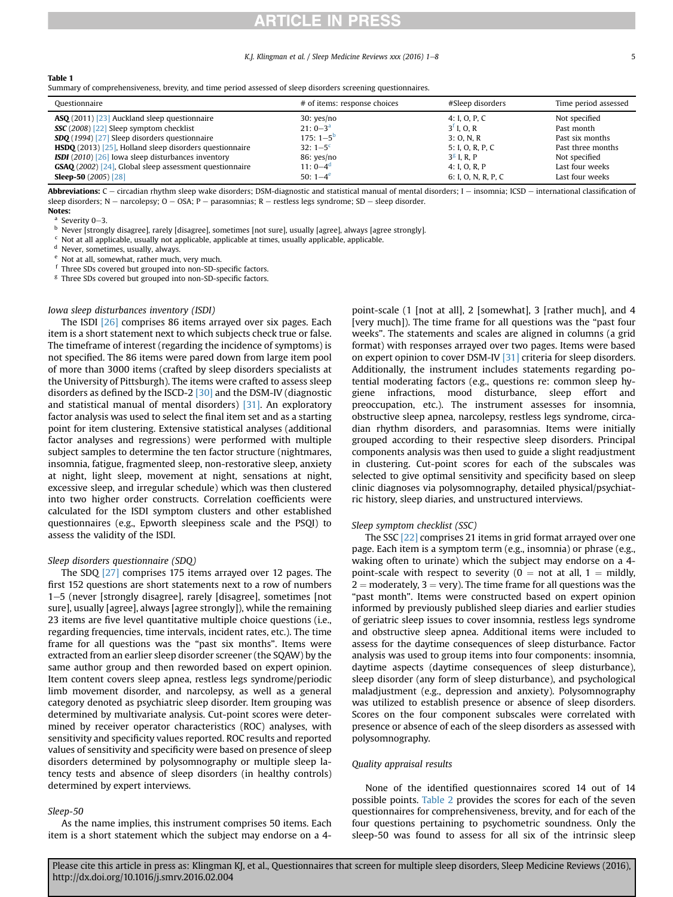**Table 1**
Summary of comprehensiveness, brevity, and time period assessed of sleep disorders screening questionnaires.

| Questionnaire | # of items: response choices | #Sleep disorders | Time period assessed |
|---|---|---|---|
| **ASQ** (2011) [23] Auckland sleep questionnaire | 30: yes/no | 4: I, O, P, C | Not specified |
| ***SSC*** (2008) [22] Sleep symptom checklist | 21: 0–3[a] | 3[f] I, O, R | Past month |
| ***SDQ*** (1994) [27] Sleep disorders questionnaire | 175: 1–5[b] | 3: O, N, R | Past six months |
| **HSDQ** (2013) [25], Holland sleep disorders questionnaire | 32: 1–5[c] | 5: I, O, R, P, C | Past three months |
| ***ISDI*** (2010) [26] Iowa sleep disturbances inventory | 86: yes/no | 3[g] I, R, P | Not specified |
| **GSAQ** (2002) [24], Global sleep assessment questionnaire | 11: 0–4[d] | 4: I, O, R, P | Last four weeks |
| **Sleep-50** (2005) [28] | 50: 1–4[e] | 6: I, O, N, R, P, C | Last four weeks |

**Abbreviations:** C – circadian rhythm sleep wake disorders; DSM-diagnostic and statistical manual of mental disorders; I – insomnia; ICSD – international classification of sleep disorders; N – narcolepsy; O – OSA; P – parasomnias; R – restless legs syndrome; SD – sleep disorder.
**Notes:**
[a] Severity 0–3.
[b] Never [strongly disagree], rarely [disagree], sometimes [not sure], usually [agree], always [agree strongly].
[c] Not at all applicable, usually not applicable, applicable at times, usually applicable, applicable.
[d] Never, sometimes, usually, always.
[e] Not at all, somewhat, rather much, very much.
[f] Three SDs covered but grouped into non-SD-specific factors.
[g] Three SDs covered but grouped into non-SD-specific factors.

*Iowa sleep disturbances inventory (ISDI)*

The ISDI [26] comprises 86 items arrayed over six pages. Each item is a short statement next to which subjects check true or false. The timeframe of interest (regarding the incidence of symptoms) is not specified. The 86 items were pared down from large item pool of more than 3000 items (crafted by sleep disorders specialists at the University of Pittsburgh). The items were crafted to assess sleep disorders as defined by the ISCD-2 [30] and the DSM-IV (diagnostic and statistical manual of mental disorders) [31]. An exploratory factor analysis was used to select the final item set and as a starting point for item clustering. Extensive statistical analyses (additional factor analyses and regressions) were performed with multiple subject samples to determine the ten factor structure (nightmares, insomnia, fatigue, fragmented sleep, non-restorative sleep, anxiety at night, light sleep, movement at night, sensations at night, excessive sleep, and irregular schedule) which was then clustered into two higher order constructs. Correlation coefficients were calculated for the ISDI symptom clusters and other established questionnaires (e.g., Epworth sleepiness scale and the PSQI) to assess the validity of the ISDI.

*Sleep disorders questionnaire (SDQ)*

The SDQ [27] comprises 175 items arrayed over 12 pages. The first 152 questions are short statements next to a row of numbers 1–5 (never [strongly disagree], rarely [disagree], sometimes [not sure], usually [agree], always [agree strongly]), while the remaining 23 items are five level quantitative multiple choice questions (i.e., regarding frequencies, time intervals, incident rates, etc.). The time frame for all questions was the "past six months". Items were extracted from an earlier sleep disorder screener (the SQAW) by the same author group and then reworded based on expert opinion. Item content covers sleep apnea, restless legs syndrome/periodic limb movement disorder, and narcolepsy, as well as a general category denoted as psychiatric sleep disorder. Item grouping was determined by multivariate analysis. Cut-point scores were determined by receiver operator characteristics (ROC) analyses, with sensitivity and specificity values reported. ROC results and reported values of sensitivity and specificity were based on presence of sleep disorders determined by polysomnography or multiple sleep latency tests and absence of sleep disorders (in healthy controls) determined by expert interviews.

*Sleep-50*

As the name implies, this instrument comprises 50 items. Each item is a short statement which the subject may endorse on a 4-point-scale (1 [not at all], 2 [somewhat], 3 [rather much], and 4 [very much]). The time frame for all questions was the "past four weeks". The statements and scales are aligned in columns (a grid format) with responses arrayed over two pages. Items were based on expert opinion to cover DSM-IV [31] criteria for sleep disorders. Additionally, the instrument includes statements regarding potential moderating factors (e.g., questions re: common sleep hygiene infractions, mood disturbance, sleep effort and preoccupation, etc.). The instrument assesses for insomnia, obstructive sleep apnea, narcolepsy, restless legs syndrome, circadian rhythm disorders, and parasomnias. Items were initially grouped according to their respective sleep disorders. Principal components analysis was then used to guide a slight readjustment in clustering. Cut-point scores for each of the subscales was selected to give optimal sensitivity and specificity based on sleep clinic diagnoses via polysomnography, detailed physical/psychiatric history, sleep diaries, and unstructured interviews.

*Sleep symptom checklist (SSC)*

The SSC [22] comprises 21 items in grid format arrayed over one page. Each item is a symptom term (e.g., insomnia) or phrase (e.g., waking often to urinate) which the subject may endorse on a 4-point-scale with respect to severity (0 = not at all, 1 = mildly, 2 = moderately, 3 = very). The time frame for all questions was the "past month". Items were constructed based on expert opinion informed by previously published sleep diaries and earlier studies of geriatric sleep issues to cover insomnia, restless legs syndrome and obstructive sleep apnea. Additional items were included to assess for the daytime consequences of sleep disturbance. Factor analysis was used to group items into four components: insomnia, daytime aspects (daytime consequences of sleep disturbance), sleep disorder (any form of sleep disturbance), and psychological maladjustment (e.g., depression and anxiety). Polysomnography was utilized to establish presence or absence of sleep disorders. Scores on the four component subscales were correlated with presence or absence of each of the sleep disorders as assessed with polysomnography.

*Quality appraisal results*

None of the identified questionnaires scored 14 out of 14 possible points. Table 2 provides the scores for each of the seven questionnaires for comprehensiveness, brevity, and for each of the four questions pertaining to psychometric soundness. Only the sleep-50 was found to assess for all six of the intrinsic sleep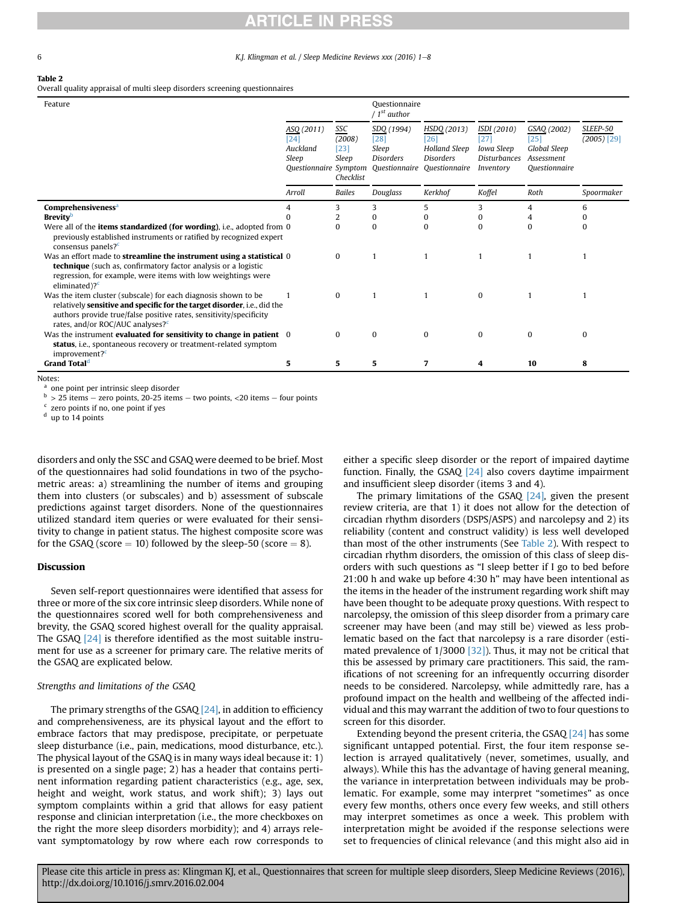**Table 2**
Overall quality appraisal of multi sleep disorders screening questionnaires

| Feature | Questionnaire / 1st author | | | | | | |
|---|---|---|---|---|---|---|---|
| | ASQ (2011) [24] Auckland Sleep Questionnaire | SSC (2008) [23] Sleep Symptom Checklist | SDQ (1994) [28] Sleep Disorders Questionnaire | HSDQ (2013) [26] Holland Sleep Disorders Questionnaire | ISDI (2010) [27] Iowa Sleep Disturbances Inventory | GSAQ (2002) [25] Global Sleep Assessment Questionnaire | SLEEP-50 (2005) [29] |
| | Arroll | Bailes | Douglass | Kerkhof | Koffel | Roth | Spoormaker |
| **Comprehensiveness**[a] | 4 | 3 | 3 | 5 | 3 | 4 | 6 |
| **Brevity**[b] | 0 | 2 | 0 | 0 | 0 | 4 | 0 |
| Were all of the **items standardized (for wording)**, i.e., adopted from previously established instruments or ratified by recognized expert consensus panels?[c] | 0 | 0 | 0 | 0 | 0 | 0 | 0 |
| Was an effort made to **streamline the instrument using a statistical technique** (such as, confirmatory factor analysis or a logistic regression, for example, were items with low weightings were eliminated)?[c] | 0 | 0 | 1 | 1 | 1 | 1 | 1 |
| Was the item cluster (subscale) for each diagnosis shown to be relatively **sensitive and specific for the target disorder**, i.e., did the authors provide true/false positive rates, sensitivity/specificity rates, and/or ROC/AUC analyses?[c] | 1 | 0 | 1 | 1 | 0 | 1 | 1 |
| Was the instrument **evaluated for sensitivity to change in patient status**, i.e., spontaneous recovery or treatment-related symptom improvement?[c] | 0 | 0 | 0 | 0 | 0 | 0 | 0 |
| **Grand Total**[d] | **5** | **5** | **5** | **7** | **4** | **10** | **8** |

Notes:
[a] one point per intrinsic sleep disorder
[b] > 25 items – zero points, 20-25 items – two points, <20 items – four points
[c] zero points if no, one point if yes
[d] up to 14 points

disorders and only the SSC and GSAQ were deemed to be brief. Most of the questionnaires had solid foundations in two of the psychometric areas: a) streamlining the number of items and grouping them into clusters (or subscales) and b) assessment of subscale predictions against target disorders. None of the questionnaires utilized standard item queries or were evaluated for their sensitivity to change in patient status. The highest composite score was for the GSAQ (score = 10) followed by the sleep-50 (score = 8).

## Discussion

Seven self-report questionnaires were identified that assess for three or more of the six core intrinsic sleep disorders. While none of the questionnaires scored well for both comprehensiveness and brevity, the GSAQ scored highest overall for the quality appraisal. The GSAQ [24] is therefore identified as the most suitable instrument for use as a screener for primary care. The relative merits of the GSAQ are explicated below.

### *Strengths and limitations of the GSAQ*

The primary strengths of the GSAQ [24], in addition to efficiency and comprehensiveness, are its physical layout and the effort to embrace factors that may predispose, precipitate, or perpetuate sleep disturbance (i.e., pain, medications, mood disturbance, etc.). The physical layout of the GSAQ is in many ways ideal because it: 1) is presented on a single page; 2) has a header that contains pertinent information regarding patient characteristics (e.g., age, sex, height and weight, work status, and work shift); 3) lays out symptom complaints within a grid that allows for easy patient response and clinician interpretation (i.e., the more checkboxes on the right the more sleep disorders morbidity); and 4) arrays relevant symptomatology by row where each row corresponds to either a specific sleep disorder or the report of impaired daytime function. Finally, the GSAQ [24] also covers daytime impairment and insufficient sleep disorder (items 3 and 4).

The primary limitations of the GSAQ [24], given the present review criteria, are that 1) it does not allow for the detection of circadian rhythm disorders (DSPS/ASPS) and narcolepsy and 2) its reliability (content and construct validity) is less well developed than most of the other instruments (See Table 2). With respect to circadian rhythm disorders, the omission of this class of sleep disorders with such questions as "I sleep better if I go to bed before 21:00 h and wake up before 4:30 h" may have been intentional as the items in the header of the instrument regarding work shift may have been thought to be adequate proxy questions. With respect to narcolepsy, the omission of this sleep disorder from a primary care screener may have been (and may still be) viewed as less problematic based on the fact that narcolepsy is a rare disorder (estimated prevalence of 1/3000 [32]). Thus, it may not be critical that this be assessed by primary care practitioners. This said, the ramifications of not screening for an infrequently occurring disorder needs to be considered. Narcolepsy, while admittedly rare, has a profound impact on the health and wellbeing of the affected individual and this may warrant the addition of two to four questions to screen for this disorder.

Extending beyond the present criteria, the GSAQ [24] has some significant untapped potential. First, the four item response selection is arrayed qualitatively (never, sometimes, usually, and always). While this has the advantage of having general meaning, the variance in interpretation between individuals may be problematic. For example, some may interpret "sometimes" as once every few months, others once every few weeks, and still others may interpret sometimes as once a week. This problem with interpretation might be avoided if the response selections were set to frequencies of clinical relevance (and this might also aid in

Please cite this article in press as: Klingman KJ, et al., Questionnaires that screen for multiple sleep disorders, Sleep Medicine Reviews (2016), http://dx.doi.org/10.1016/j.smrv.2016.02.004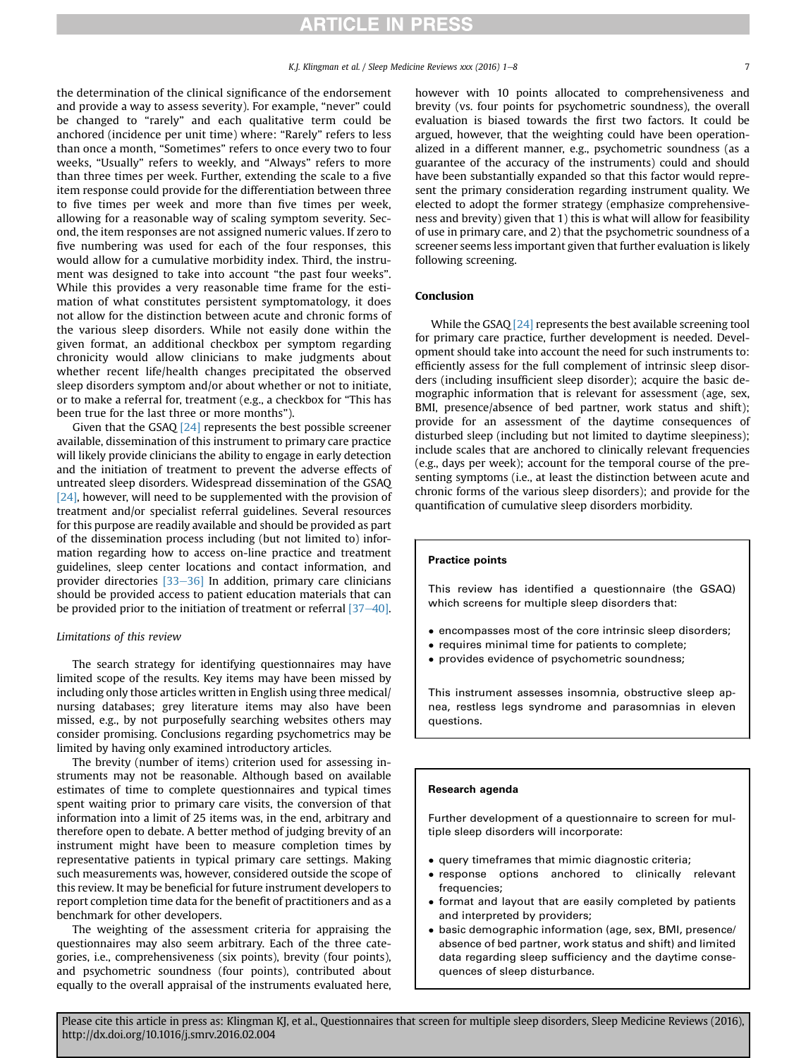the determination of the clinical significance of the endorsement and provide a way to assess severity). For example, "never" could be changed to "rarely" and each qualitative term could be anchored (incidence per unit time) where: "Rarely" refers to less than once a month, "Sometimes" refers to once every two to four weeks, "Usually" refers to weekly, and "Always" refers to more than three times per week. Further, extending the scale to a five item response could provide for the differentiation between three to five times per week and more than five times per week, allowing for a reasonable way of scaling symptom severity. Second, the item responses are not assigned numeric values. If zero to five numbering was used for each of the four responses, this would allow for a cumulative morbidity index. Third, the instrument was designed to take into account "the past four weeks". While this provides a very reasonable time frame for the estimation of what constitutes persistent symptomatology, it does not allow for the distinction between acute and chronic forms of the various sleep disorders. While not easily done within the given format, an additional checkbox per symptom regarding chronicity would allow clinicians to make judgments about whether recent life/health changes precipitated the observed sleep disorders symptom and/or about whether or not to initiate, or to make a referral for, treatment (e.g., a checkbox for "This has been true for the last three or more months").

Given that the GSAQ [24] represents the best possible screener available, dissemination of this instrument to primary care practice will likely provide clinicians the ability to engage in early detection and the initiation of treatment to prevent the adverse effects of untreated sleep disorders. Widespread dissemination of the GSAQ [24], however, will need to be supplemented with the provision of treatment and/or specialist referral guidelines. Several resources for this purpose are readily available and should be provided as part of the dissemination process including (but not limited to) information regarding how to access on-line practice and treatment guidelines, sleep center locations and contact information, and provider directories [33–36] In addition, primary care clinicians should be provided access to patient education materials that can be provided prior to the initiation of treatment or referral [37–40].

### *Limitations of this review*

The search strategy for identifying questionnaires may have limited scope of the results. Key items may have been missed by including only those articles written in English using three medical/nursing databases; grey literature items may also have been missed, e.g., by not purposefully searching websites others may consider promising. Conclusions regarding psychometrics may be limited by having only examined introductory articles.

The brevity (number of items) criterion used for assessing instruments may not be reasonable. Although based on available estimates of time to complete questionnaires and typical times spent waiting prior to primary care visits, the conversion of that information into a limit of 25 items was, in the end, arbitrary and therefore open to debate. A better method of judging brevity of an instrument might have been to measure completion times by representative patients in typical primary care settings. Making such measurements was, however, considered outside the scope of this review. It may be beneficial for future instrument developers to report completion time data for the benefit of practitioners and as a benchmark for other developers.

The weighting of the assessment criteria for appraising the questionnaires may also seem arbitrary. Each of the three categories, i.e., comprehensiveness (six points), brevity (four points), and psychometric soundness (four points), contributed about equally to the overall appraisal of the instruments evaluated here, however with 10 points allocated to comprehensiveness and brevity (vs. four points for psychometric soundness), the overall evaluation is biased towards the first two factors. It could be argued, however, that the weighting could have been operationalized in a different manner, e.g., psychometric soundness (as a guarantee of the accuracy of the instruments) could and should have been substantially expanded so that this factor would represent the primary consideration regarding instrument quality. We elected to adopt the former strategy (emphasize comprehensiveness and brevity) given that 1) this is what will allow for feasibility of use in primary care, and 2) that the psychometric soundness of a screener seems less important given that further evaluation is likely following screening.

## Conclusion

While the GSAQ [24] represents the best available screening tool for primary care practice, further development is needed. Development should take into account the need for such instruments to: efficiently assess for the full complement of intrinsic sleep disorders (including insufficient sleep disorder); acquire the basic demographic information that is relevant for assessment (age, sex, BMI, presence/absence of bed partner, work status and shift); provide for an assessment of the daytime consequences of disturbed sleep (including but not limited to daytime sleepiness); include scales that are anchored to clinically relevant frequencies (e.g., days per week); account for the temporal course of the presenting symptoms (i.e., at least the distinction between acute and chronic forms of the various sleep disorders); and provide for the quantification of cumulative sleep disorders morbidity.

**Practice points**

This review has identified a questionnaire (the GSAQ) which screens for multiple sleep disorders that:

- encompasses most of the core intrinsic sleep disorders;
- requires minimal time for patients to complete;
- provides evidence of psychometric soundness;

This instrument assesses insomnia, obstructive sleep apnea, restless legs syndrome and parasomnias in eleven questions.

**Research agenda**

Further development of a questionnaire to screen for multiple sleep disorders will incorporate:

- query timeframes that mimic diagnostic criteria;
- response options anchored to clinically relevant frequencies;
- format and layout that are easily completed by patients and interpreted by providers;
- basic demographic information (age, sex, BMI, presence/absence of bed partner, work status and shift) and limited data regarding sleep sufficiency and the daytime consequences of sleep disturbance.

Please cite this article in press as: Klingman KJ, et al., Questionnaires that screen for multiple sleep disorders, Sleep Medicine Reviews (2016), http://dx.doi.org/10.1016/j.smrv.2016.02.004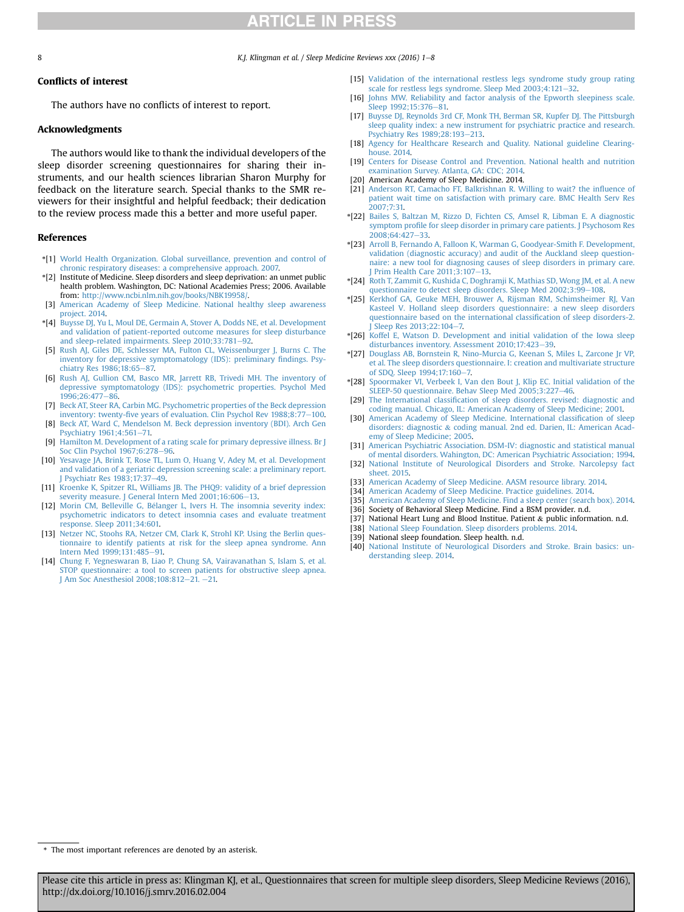## Conflicts of interest

The authors have no conflicts of interest to report.

## Acknowledgments

The authors would like to thank the individual developers of the sleep disorder screening questionnaires for sharing their instruments, and our health sciences librarian Sharon Murphy for feedback on the literature search. Special thanks to the SMR reviewers for their insightful and helpful feedback; their dedication to the review process made this a better and more useful paper.

## References

*[1] World Health Organization. Global surveillance, prevention and control of chronic respiratory diseases: a comprehensive approach. 2007.

*[2] Institute of Medicine. Sleep disorders and sleep deprivation: an unmet public health problem. Washington, DC: National Academies Press; 2006. Available from: http://www.ncbi.nlm.nih.gov/books/NBK19958/.

[3] American Academy of Sleep Medicine. National healthy sleep awareness project. 2014.

*[4] Buysse DJ, Yu L, Moul DE, Germain A, Stover A, Dodds NE, et al. Development and validation of patient-reported outcome measures for sleep disturbance and sleep-related impairments. Sleep 2010;33:781–92.

[5] Rush AJ, Giles DE, Schlesser MA, Fulton CL, Weissenburger J, Burns C. The inventory for depressive symptomatology (IDS): preliminary findings. Psychiatry Res 1986;18:65–87.

[6] Rush AJ, Gullion CM, Basco MR, Jarrett RB, Trivedi MH. The inventory of depressive symptomatology (IDS): psychometric properties. Psychol Med 1996;26:477–86.

[7] Beck AT, Steer RA, Carbin MG. Psychometric properties of the Beck depression inventory: twenty-five years of evaluation. Clin Psychol Rev 1988;8:77–100.

[8] Beck AT, Ward C, Mendelson M. Beck depression inventory (BDI). Arch Gen Psychiatry 1961;4:561–71.

[9] Hamilton M. Development of a rating scale for primary depressive illness. Br J Soc Clin Psychol 1967;6:278–96.

[10] Yesavage JA, Brink T, Rose TL, Lum O, Huang V, Adey M, et al. Development and validation of a geriatric depression screening scale: a preliminary report. J Psychiatr Res 1983;17:37–49.

[11] Kroenke K, Spitzer RL, Williams JB. The PHQ9: validity of a brief depression severity measure. J General Intern Med 2001;16:606–13.

[12] Morin CM, Belleville G, Bélanger L, Ivers H. The insomnia severity index: psychometric indicators to detect insomnia cases and evaluate treatment response. Sleep 2011;34:601.

[13] Netzer NC, Stoohs RA, Netzer CM, Clark K, Strohl KP. Using the Berlin questionnaire to identify patients at risk for the sleep apnea syndrome. Ann Intern Med 1999;131:485–91.

[14] Chung F, Yegneswaran B, Liao P, Chung SA, Vairavanathan S, Islam S, et al. STOP questionnaire: a tool to screen patients for obstructive sleep apnea. J Am Soc Anesthesiol 2008;108:812–21. –21.

[15] Validation of the international restless legs syndrome study group rating scale for restless legs syndrome. Sleep Med 2003;4:121–32.

[16] Johns MW. Reliability and factor analysis of the Epworth sleepiness scale. Sleep 1992;15:376–81.

[17] Buysse DJ, Reynolds 3rd CF, Monk TH, Berman SR, Kupfer DJ. The Pittsburgh sleep quality index: a new instrument for psychiatric practice and research. Psychiatry Res 1989;28:193–213.

[18] Agency for Healthcare Research and Quality. National guideline Clearinghouse. 2014.

[19] Centers for Disease Control and Prevention. National health and nutrition examination Survey. Atlanta, GA: CDC; 2014.

[20] American Academy of Sleep Medicine. 2014.

[21] Anderson RT, Camacho FT, Balkrishnan R. Willing to wait? the influence of patient wait time on satisfaction with primary care. BMC Health Serv Res 2007;7:31.

*[22] Bailes S, Baltzan M, Rizzo D, Fichten CS, Amsel R, Libman E. A diagnostic symptom profile for sleep disorder in primary care patients. J Psychosom Res 2008;64:427–33.

*[23] Arroll B, Fernando A, Falloon K, Warman G, Goodyear-Smith F. Development, validation (diagnostic accuracy) and audit of the Auckland sleep questionnaire: a new tool for diagnosing causes of sleep disorders in primary care. J Prim Health Care 2011;3:107–13.

*[24] Roth T, Zammit G, Kushida C, Doghramji K, Mathias SD, Wong JM, et al. A new questionnaire to detect sleep disorders. Sleep Med 2002;3:99–108.

*[25] Kerkhof GA, Geuke MEH, Brouwer A, Rijsman RM, Schimsheimer RJ, Van Kasteel V. Holland sleep disorders questionnaire: a new sleep disorders questionnaire based on the international classification of sleep disorders-2. J Sleep Res 2013;22:104–7.

*[26] Koffel E, Watson D. Development and initial validation of the Iowa sleep disturbances inventory. Assessment 2010;17:423–39.

*[27] Douglass AB, Bornstein R, Nino-Murcia G, Keenan S, Miles L, Zarcone Jr VP, et al. The sleep disorders questionnaire. I: creation and multivariate structure of SDQ. Sleep 1994;17:160–7.

*[28] Spoormaker VI, Verbeek I, Van den Bout J, Klip EC. Initial validation of the SLEEP-50 questionnaire. Behav Sleep Med 2005;3:227–46.

[29] The International classification of sleep disorders. revised: diagnostic and coding manual. Chicago, IL: American Academy of Sleep Medicine; 2001.

[30] American Academy of Sleep Medicine. International classification of sleep disorders: diagnostic & coding manual. 2nd ed. Darien, IL: American Academy of Sleep Medicine; 2005.

[31] American Psychiatric Association. DSM-IV: diagnostic and statistical manual of mental disorders. Wahington, DC: American Psychiatric Association; 1994.

[32] National Institute of Neurological Disorders and Stroke. Narcolepsy fact sheet. 2015.

[33] American Academy of Sleep Medicine. AASM resource library. 2014.

[34] American Academy of Sleep Medicine. Practice guidelines. 2014.

[35] American Academy of Sleep Medicine. Find a sleep center (search box). 2014.

[36] Society of Behavioral Sleep Medicine. Find a BSM provider. n.d.

[37] National Heart Lung and Blood Institue. Patient & public information. n.d.

[38] National Sleep Foundation. Sleep disorders problems. 2014.

[39] National sleep foundation. Sleep health. n.d.

[40] National Institute of Neurological Disorders and Stroke. Brain basics: understanding sleep. 2014.

\* The most important references are denoted by an asterisk.